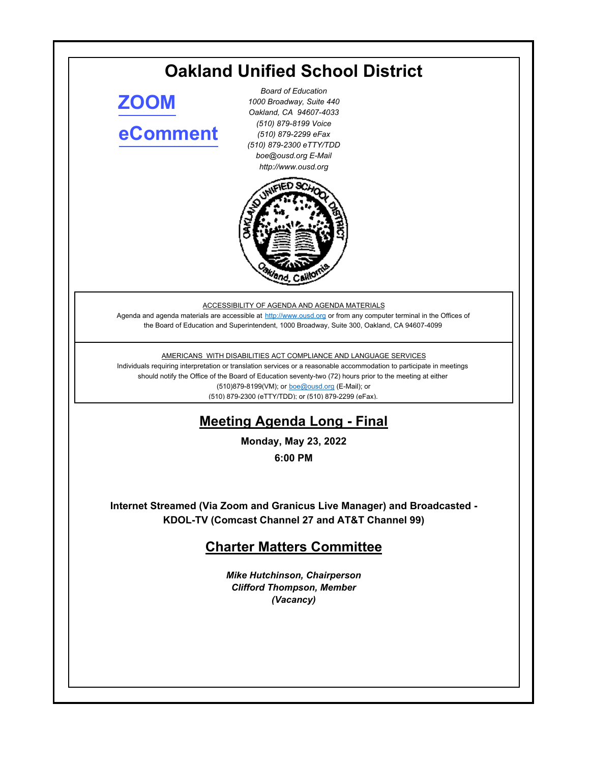# Oakland Unified School District

**ZOOM**

**eComment**

*Board of Education*
*1000 Broadway, Suite 440*
*Oakland, CA 94607-4033*
*(510) 879-8199 Voice*
*(510) 879-2299 eFax*
*(510) 879-2300 eTTY/TDD*
*boe@ousd.org E-Mail*
*http://www.ousd.org*

ACCESSIBILITY OF AGENDA AND AGENDA MATERIALS

Agenda and agenda materials are accessible at http://www.ousd.org or from any computer terminal in the Offices of the Board of Education and Superintendent, 1000 Broadway, Suite 300, Oakland, CA 94607-4099

AMERICANS WITH DISABILITIES ACT COMPLIANCE AND LANGUAGE SERVICES

Individuals requiring interpretation or translation services or a reasonable accommodation to participate in meetings should notify the Office of the Board of Education seventy-two (72) hours prior to the meeting at either (510)879-8199(VM); or boe@ousd.org (E-Mail); or (510) 879-2300 (eTTY/TDD); or (510) 879-2299 (eFax).

## Meeting Agenda Long - Final

**Monday, May 23, 2022**

**6:00 PM**

**Internet Streamed (Via Zoom and Granicus Live Manager) and Broadcasted - KDOL-TV (Comcast Channel 27 and AT&T Channel 99)**

## Charter Matters Committee

***Mike Hutchinson, Chairperson***
***Clifford Thompson, Member***
***(Vacancy)***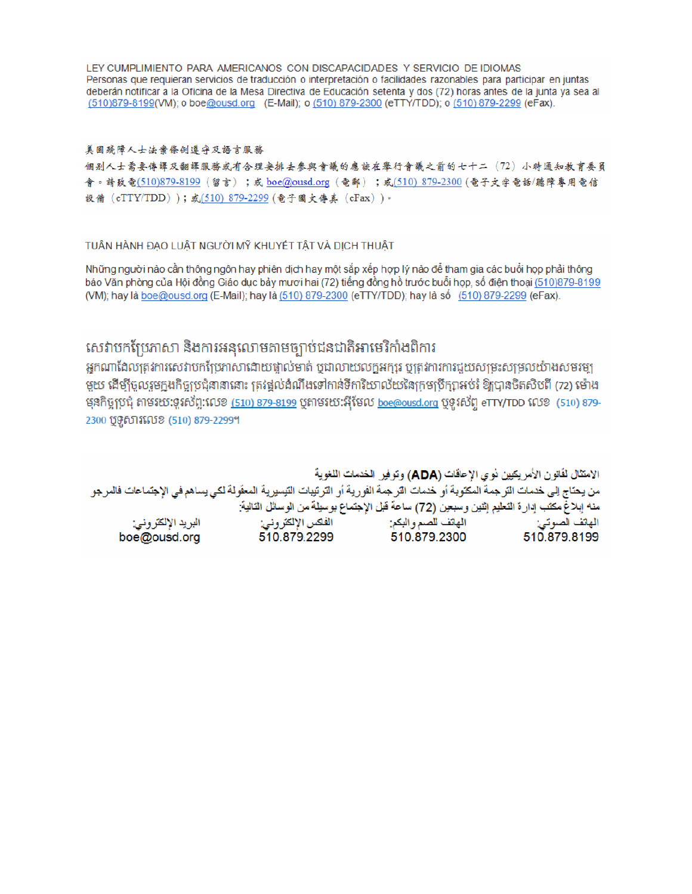LEY CUMPLIMIENTO PARA AMERICANOS CON DISCAPACIDADES Y SERVICIO DE IDIOMAS
Personas que requieran servicios de traducción o interpretación o facilidades razonables para participar en juntas deberán notificar a la Oficina de la Mesa Directiva de Educación setenta y dos (72) horas antes de la junta ya sea al (510)879-8199(VM); o boe@ousd.org (E-Mail); o (510) 879-2300 (eTTY/TDD); o (510) 879-2299 (eFax).

美國殘障人士法案條例遵守及語言服務
個別人士需要傳譯及翻譯服務或有合理安排去參與會議的應該在舉行會議之前的七十二（72）小時通知教育委員會。請致電(510)879-8199（留言）；或 boe@ousd.org（電郵）；或(510) 879-2300（電子文字電話/聽障專用電信設備（eTTY/TDD））；或(510) 879-2299（電子圖文傳真（eFax））。

TUÂN HÀNH ĐẠO LUẬT NGƯỜI MỸ KHUYẾT TẬT VÀ DỊCH THUẬT

Những người nào cần thông ngôn hay phiên dịch hay một sắp xếp hợp lý nào để tham gia các buổi họp phải thông báo Văn phòng của Hội đồng Giáo dục bảy mươi hai (72) tiếng đồng hồ trước buổi họp, số điện thoại (510)879-8199 (VM); hay là boe@ousd.org (E-Mail); hay là (510) 879-2300 (eTTY/TDD); hay là số (510) 879-2299 (eFax).

សេវាបកប្រែភាសា និងការអនុលោមតាមច្បាប់ជនជាតិអាមេរិកាំងពិការ
អ្នកណាដែលត្រូវការសេវាបកប្រែភាសាដោយផ្ទាល់មាត់ ឬជាលាយលក្ខអក្សរ ឬត្រូវការការជួយសម្រះសម្រួលយ៉ាងសមរម្យមួយ ដើម្បីចូលរួមក្នុងកិច្ចប្រជុំនានានោះ ត្រូវផ្តល់ដំណឹងទៅកាន់ទីការិយាល័យនៃក្រុមប្រឹក្សាអប់រំ ឱ្យបានចិតសិបពីរ (72) ម៉ោង មុនកិច្ចប្រជុំ តាមរយៈទូរស័ព្ទ:លេខ (510) 879-8199 ឬតាមរយៈអ៊ីមែល boe@ousd.org ឬទូរស័ព្ទ eTTY/TDD លេខ (510) 879-2300 ឬទូរសារលេខ (510) 879-2299។

الامتثال لقانون الأمريكيين ذوي الإعاقات (ADA) وتوفير الخدمات اللغوية
من يحتاج إلى خدمات الترجمة المكتوبة أو خدمات الترجمة الفورية أو الترتيبات التيسيرية المعقولة لكي يساهم في الإجتماعات فالمرجو منه إبلاغ مكتب إدارة التعليم إثنين وسبعين (72) ساعة قبل الإجتماع بوسيلة من الوسائل التالية:

| الهاتف الصوتي: | الهاتف للصم والبكم: | الفكس الإلكتروني: | البريد الإلكتروني: |
|---|---|---|---|
| 510.879.8199 | 510.879.2300 | 510.879.2299 | boe@ousd.org |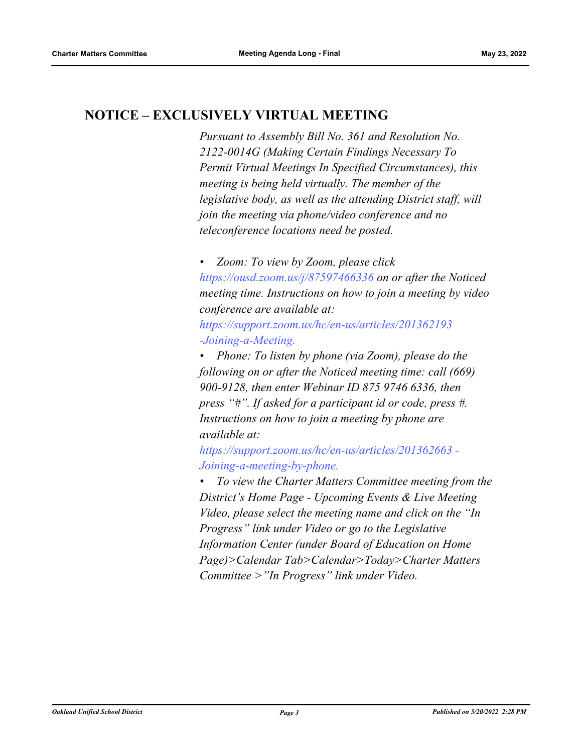## NOTICE – EXCLUSIVELY VIRTUAL MEETING

*Pursuant to Assembly Bill No. 361 and Resolution No. 2122-0014G (Making Certain Findings Necessary To Permit Virtual Meetings In Specified Circumstances), this meeting is being held virtually. The member of the legislative body, as well as the attending District staff, will join the meeting via phone/video conference and no teleconference locations need be posted.*

- *Zoom: To view by Zoom, please click https://ousd.zoom.us/j/87597466336 on or after the Noticed meeting time. Instructions on how to join a meeting by video conference are available at: https://support.zoom.us/hc/en-us/articles/201362193 -Joining-a-Meeting.*
- *Phone: To listen by phone (via Zoom), please do the following on or after the Noticed meeting time: call (669) 900-9128, then enter Webinar ID 875 9746 6336, then press "#". If asked for a participant id or code, press #. Instructions on how to join a meeting by phone are available at: https://support.zoom.us/hc/en-us/articles/201362663 - Joining-a-meeting-by-phone.*
- *To view the Charter Matters Committee meeting from the District's Home Page - Upcoming Events & Live Meeting Video, please select the meeting name and click on the "In Progress" link under Video or go to the Legislative Information Center (under Board of Education on Home Page)>Calendar Tab>Calendar>Today>Charter Matters Committee >"In Progress" link under Video.*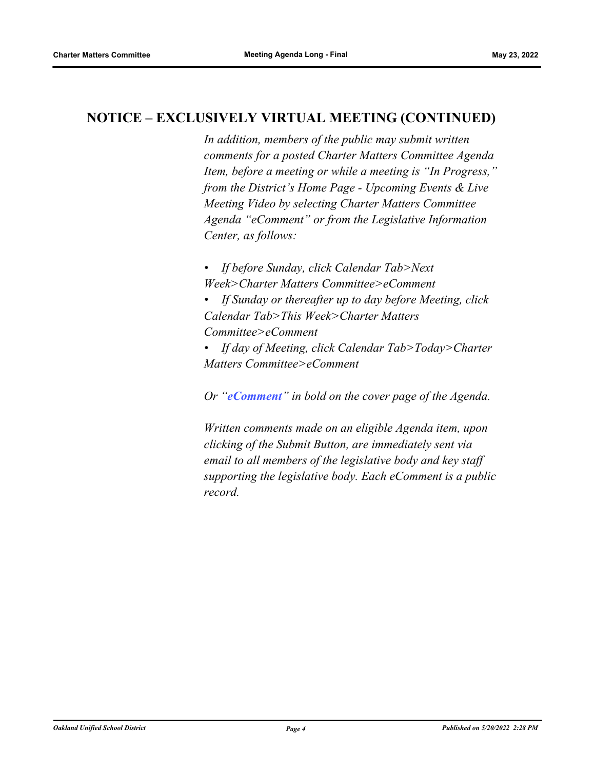## NOTICE – EXCLUSIVELY VIRTUAL MEETING (CONTINUED)

*In addition, members of the public may submit written comments for a posted Charter Matters Committee Agenda Item, before a meeting or while a meeting is "In Progress," from the District's Home Page - Upcoming Events & Live Meeting Video by selecting Charter Matters Committee Agenda "eComment" or from the Legislative Information Center, as follows:*

- *If before Sunday, click Calendar Tab>Next Week>Charter Matters Committee>eComment*
- *If Sunday or thereafter up to day before Meeting, click Calendar Tab>This Week>Charter Matters Committee>eComment*
- *If day of Meeting, click Calendar Tab>Today>Charter Matters Committee>eComment*

*Or "**eComment**" in bold on the cover page of the Agenda.*

*Written comments made on an eligible Agenda item, upon clicking of the Submit Button, are immediately sent via email to all members of the legislative body and key staff supporting the legislative body. Each eComment is a public record.*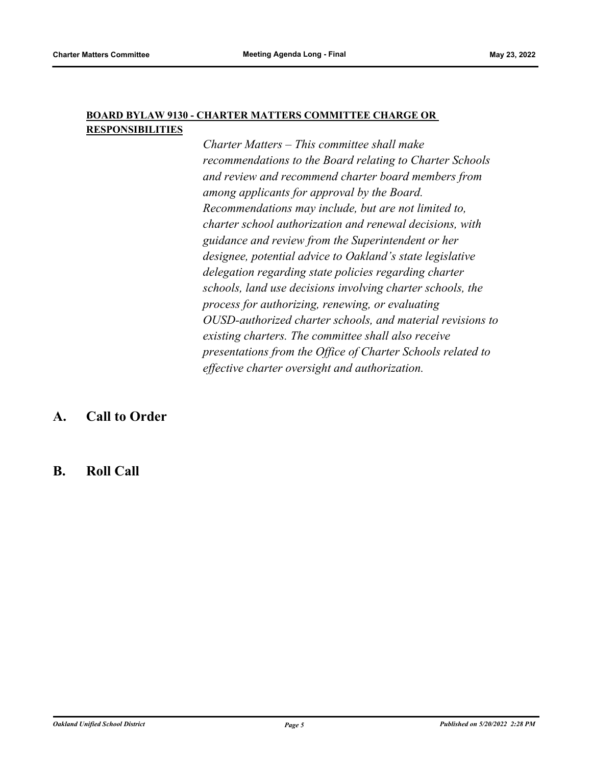**BOARD BYLAW 9130 - CHARTER MATTERS COMMITTEE CHARGE OR RESPONSIBILITIES**

*Charter Matters – This committee shall make recommendations to the Board relating to Charter Schools and review and recommend charter board members from among applicants for approval by the Board. Recommendations may include, but are not limited to, charter school authorization and renewal decisions, with guidance and review from the Superintendent or her designee, potential advice to Oakland's state legislative delegation regarding state policies regarding charter schools, land use decisions involving charter schools, the process for authorizing, renewing, or evaluating OUSD-authorized charter schools, and material revisions to existing charters. The committee shall also receive presentations from the Office of Charter Schools related to effective charter oversight and authorization.*

## A. Call to Order

## B. Roll Call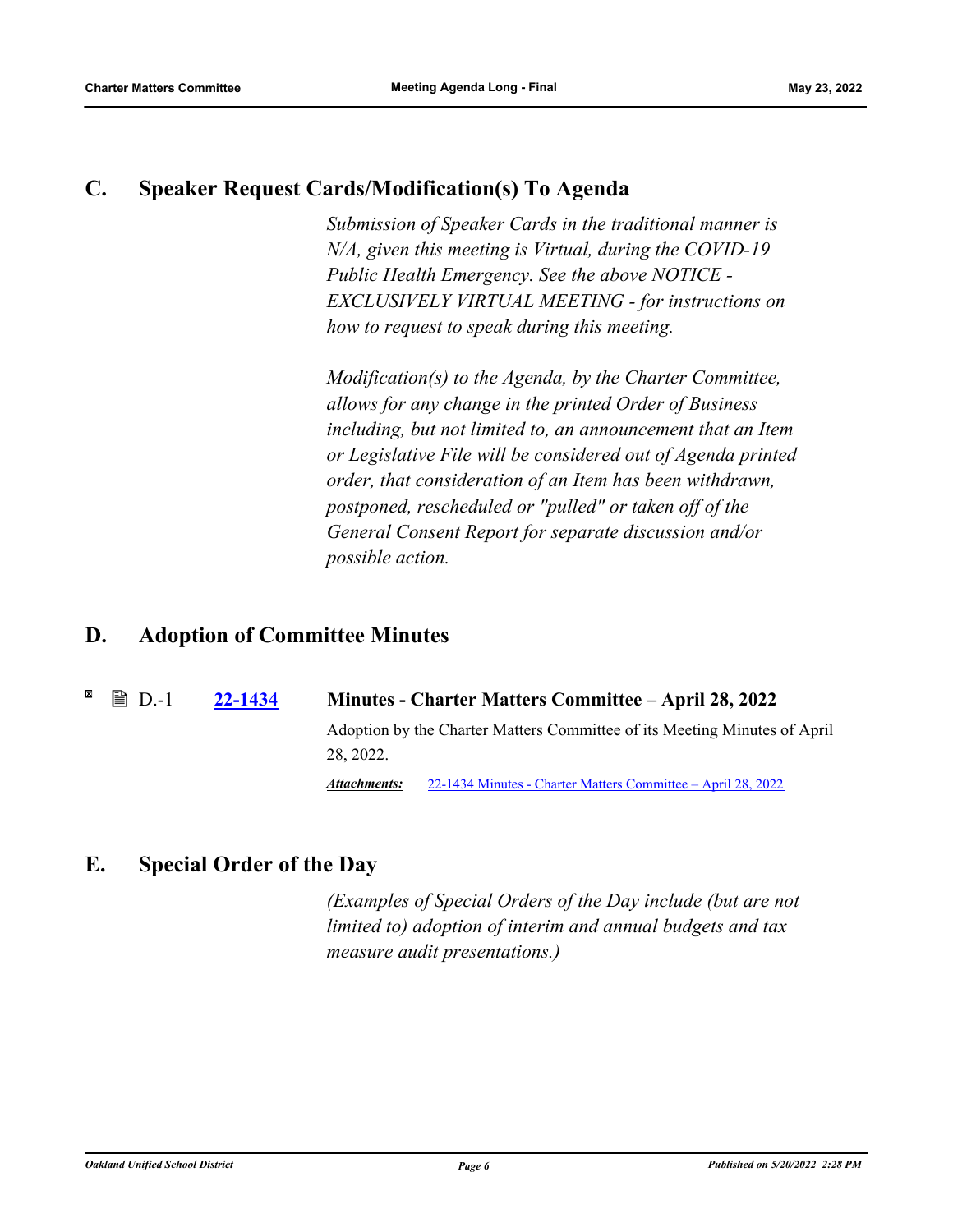## C. Speaker Request Cards/Modification(s) To Agenda

*Submission of Speaker Cards in the traditional manner is N/A, given this meeting is Virtual, during the COVID-19 Public Health Emergency. See the above NOTICE - EXCLUSIVELY VIRTUAL MEETING - for instructions on how to request to speak during this meeting.*

*Modification(s) to the Agenda, by the Charter Committee, allows for any change in the printed Order of Business including, but not limited to, an announcement that an Item or Legislative File will be considered out of Agenda printed order, that consideration of an Item has been withdrawn, postponed, rescheduled or "pulled" or taken off of the General Consent Report for separate discussion and/or possible action.*

## D. Adoption of Committee Minutes

D.-1 **22-1434** **Minutes - Charter Matters Committee – April 28, 2022**

Adoption by the Charter Matters Committee of its Meeting Minutes of April 28, 2022.

***Attachments:*** 22-1434 Minutes - Charter Matters Committee – April 28, 2022

## E. Special Order of the Day

*(Examples of Special Orders of the Day include (but are not limited to) adoption of interim and annual budgets and tax measure audit presentations.)*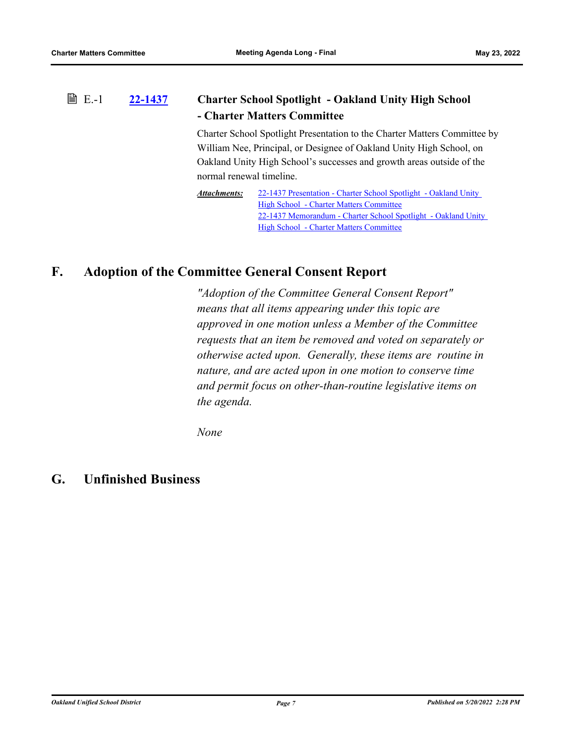E.-1 **22-1437** **Charter School Spotlight - Oakland Unity High School - Charter Matters Committee**

Charter School Spotlight Presentation to the Charter Matters Committee by William Nee, Principal, or Designee of Oakland Unity High School, on Oakland Unity High School's successes and growth areas outside of the normal renewal timeline.

***Attachments:*** 22-1437 Presentation - Charter School Spotlight - Oakland Unity High School - Charter Matters Committee
22-1437 Memorandum - Charter School Spotlight - Oakland Unity High School - Charter Matters Committee

## F. Adoption of the Committee General Consent Report

*"Adoption of the Committee General Consent Report" means that all items appearing under this topic are approved in one motion unless a Member of the Committee requests that an item be removed and voted on separately or otherwise acted upon. Generally, these items are routine in nature, and are acted upon in one motion to conserve time and permit focus on other-than-routine legislative items on the agenda.*

*None*

## G. Unfinished Business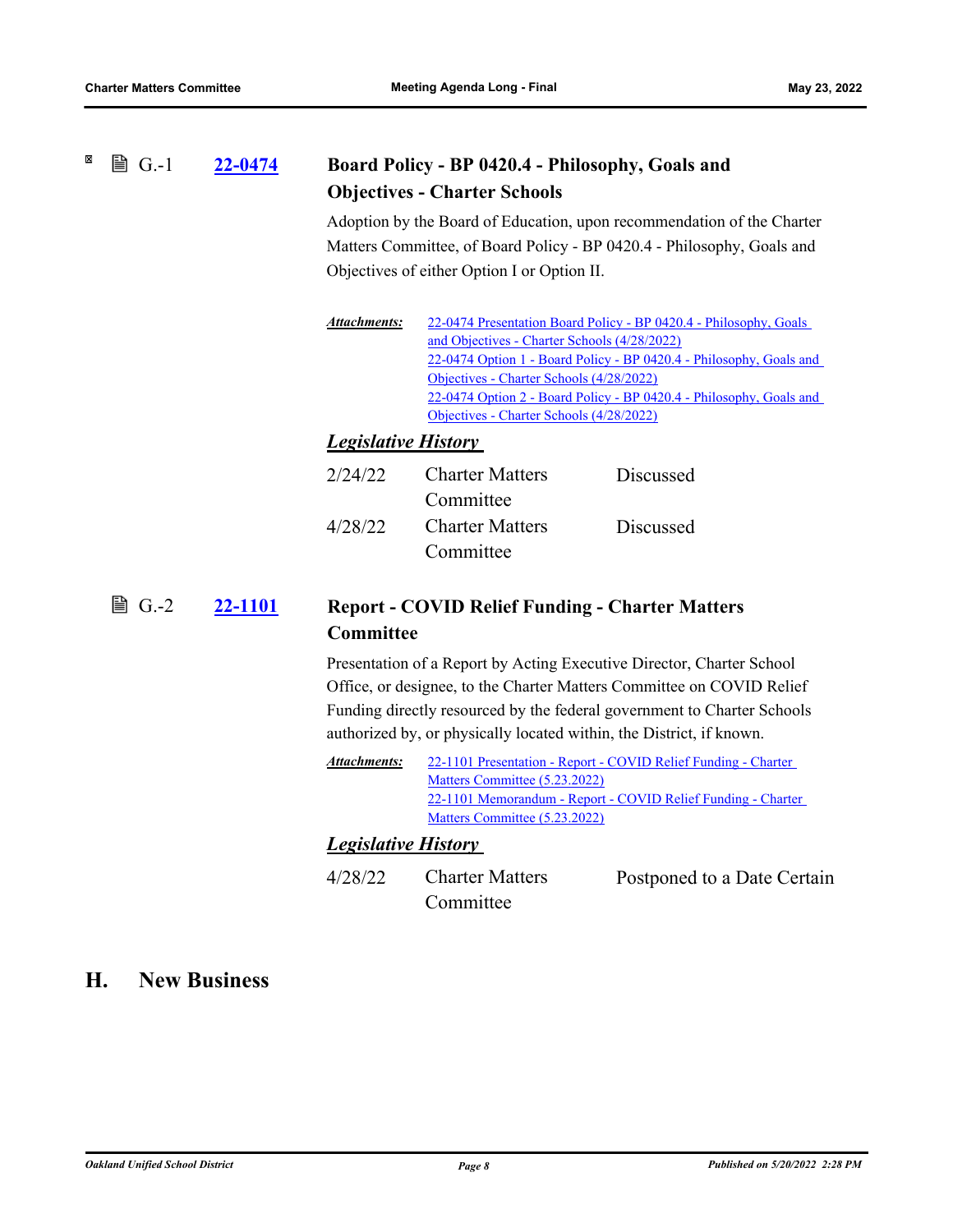**G.-1** **22-0474** **Board Policy - BP 0420.4 - Philosophy, Goals and Objectives - Charter Schools**

Adoption by the Board of Education, upon recommendation of the Charter Matters Committee, of Board Policy - BP 0420.4 - Philosophy, Goals and Objectives of either Option I or Option II.

***Attachments:***
22-0474 Presentation Board Policy - BP 0420.4 - Philosophy, Goals and Objectives - Charter Schools (4/28/2022)
22-0474 Option 1 - Board Policy - BP 0420.4 - Philosophy, Goals and Objectives - Charter Schools (4/28/2022)
22-0474 Option 2 - Board Policy - BP 0420.4 - Philosophy, Goals and Objectives - Charter Schools (4/28/2022)

***Legislative History***

| | | |
|---|---|---|
| 2/24/22 | Charter Matters Committee | Discussed |
| 4/28/22 | Charter Matters Committee | Discussed |

**G.-2** **22-1101** **Report - COVID Relief Funding - Charter Matters Committee**

Presentation of a Report by Acting Executive Director, Charter School Office, or designee, to the Charter Matters Committee on COVID Relief Funding directly resourced by the federal government to Charter Schools authorized by, or physically located within, the District, if known.

***Attachments:***
22-1101 Presentation - Report - COVID Relief Funding - Charter Matters Committee (5.23.2022)
22-1101 Memorandum - Report - COVID Relief Funding - Charter Matters Committee (5.23.2022)

***Legislative History***

| | | |
|---|---|---|
| 4/28/22 | Charter Matters Committee | Postponed to a Date Certain |

## H. New Business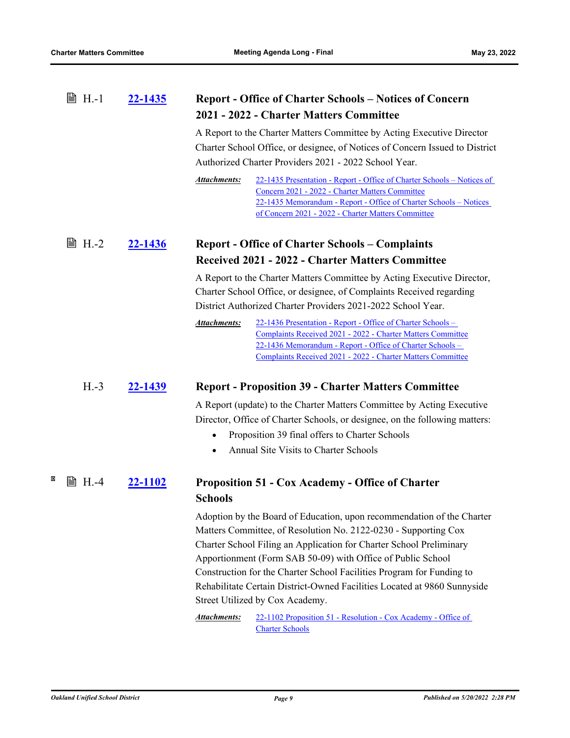### H.-1 22-1435 Report - Office of Charter Schools – Notices of Concern 2021 - 2022 - Charter Matters Committee

A Report to the Charter Matters Committee by Acting Executive Director Charter School Office, or designee, of Notices of Concern Issued to District Authorized Charter Providers 2021 - 2022 School Year.

***Attachments:*** 22-1435 Presentation - Report - Office of Charter Schools – Notices of Concern 2021 - 2022 - Charter Matters Committee
22-1435 Memorandum - Report - Office of Charter Schools – Notices of Concern 2021 - 2022 - Charter Matters Committee

### H.-2 22-1436 Report - Office of Charter Schools – Complaints Received 2021 - 2022 - Charter Matters Committee

A Report to the Charter Matters Committee by Acting Executive Director, Charter School Office, or designee, of Complaints Received regarding District Authorized Charter Providers 2021-2022 School Year.

***Attachments:*** 22-1436 Presentation - Report - Office of Charter Schools – Complaints Received 2021 - 2022 - Charter Matters Committee
22-1436 Memorandum - Report - Office of Charter Schools – Complaints Received 2021 - 2022 - Charter Matters Committee

### H.-3 22-1439 Report - Proposition 39 - Charter Matters Committee

A Report (update) to the Charter Matters Committee by Acting Executive Director, Office of Charter Schools, or designee, on the following matters:

- Proposition 39 final offers to Charter Schools
- Annual Site Visits to Charter Schools

### H.-4 22-1102 Proposition 51 - Cox Academy - Office of Charter Schools

Adoption by the Board of Education, upon recommendation of the Charter Matters Committee, of Resolution No. 2122-0230 - Supporting Cox Charter School Filing an Application for Charter School Preliminary Apportionment (Form SAB 50-09) with Office of Public School Construction for the Charter School Facilities Program for Funding to Rehabilitate Certain District-Owned Facilities Located at 9860 Sunnyside Street Utilized by Cox Academy.

***Attachments:*** 22-1102 Proposition 51 - Resolution - Cox Academy - Office of Charter Schools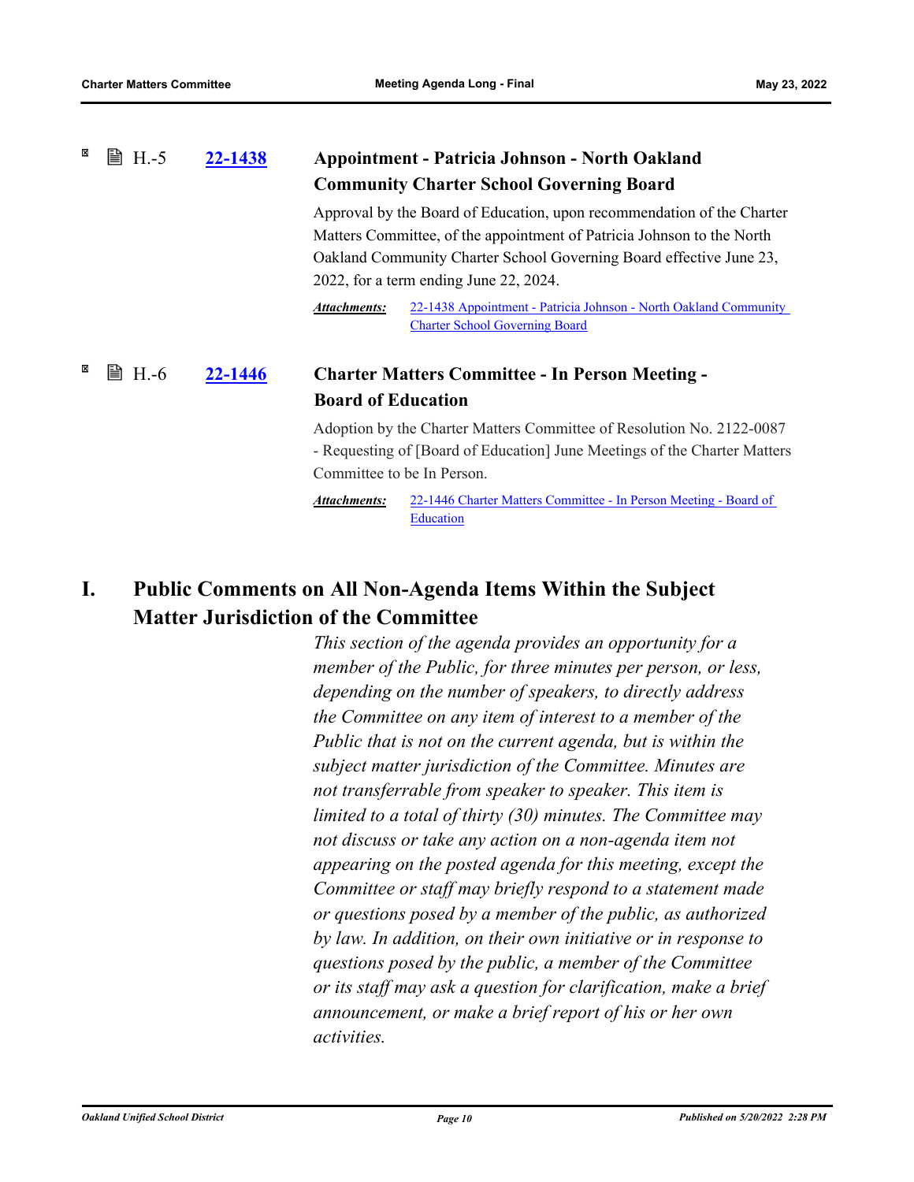H.-5 **22-1438** **Appointment - Patricia Johnson - North Oakland Community Charter School Governing Board**

Approval by the Board of Education, upon recommendation of the Charter Matters Committee, of the appointment of Patricia Johnson to the North Oakland Community Charter School Governing Board effective June 23, 2022, for a term ending June 22, 2024.

***Attachments:*** 22-1438 Appointment - Patricia Johnson - North Oakland Community Charter School Governing Board

H.-6 **22-1446** **Charter Matters Committee - In Person Meeting - Board of Education**

Adoption by the Charter Matters Committee of Resolution No. 2122-0087 - Requesting of [Board of Education] June Meetings of the Charter Matters Committee to be In Person.

***Attachments:*** 22-1446 Charter Matters Committee - In Person Meeting - Board of Education

# I. Public Comments on All Non-Agenda Items Within the Subject Matter Jurisdiction of the Committee

*This section of the agenda provides an opportunity for a member of the Public, for three minutes per person, or less, depending on the number of speakers, to directly address the Committee on any item of interest to a member of the Public that is not on the current agenda, but is within the subject matter jurisdiction of the Committee. Minutes are not transferrable from speaker to speaker. This item is limited to a total of thirty (30) minutes. The Committee may not discuss or take any action on a non-agenda item not appearing on the posted agenda for this meeting, except the Committee or staff may briefly respond to a statement made or questions posed by a member of the public, as authorized by law. In addition, on their own initiative or in response to questions posed by the public, a member of the Committee or its staff may ask a question for clarification, make a brief announcement, or make a brief report of his or her own activities.*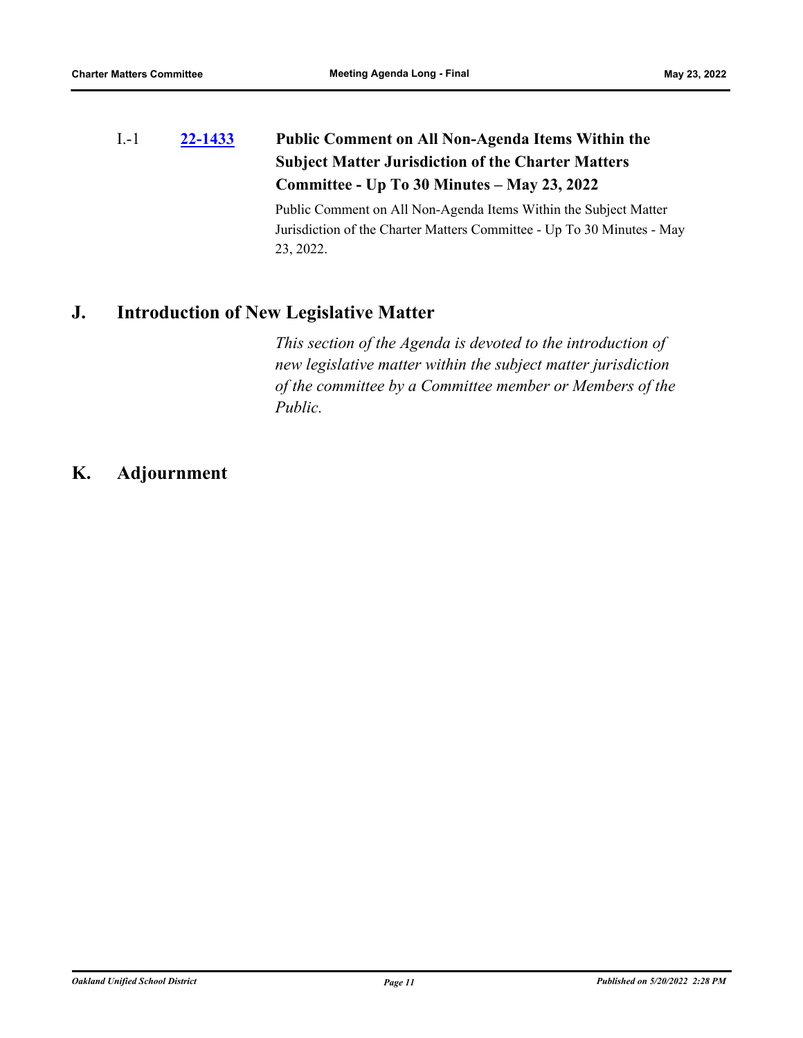I.-1 **22-1433** **Public Comment on All Non-Agenda Items Within the Subject Matter Jurisdiction of the Charter Matters Committee - Up To 30 Minutes – May 23, 2022**

Public Comment on All Non-Agenda Items Within the Subject Matter Jurisdiction of the Charter Matters Committee - Up To 30 Minutes - May 23, 2022.

## J. Introduction of New Legislative Matter

*This section of the Agenda is devoted to the introduction of new legislative matter within the subject matter jurisdiction of the committee by a Committee member or Members of the Public.*

## K. Adjournment